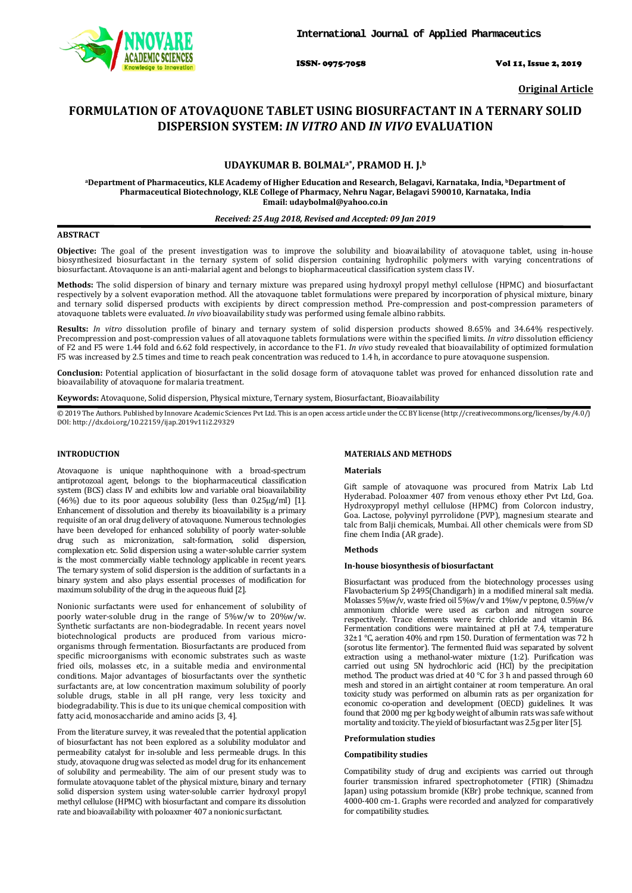Original Article

# FORMULATION OF ATOVAQUONE TABLET USING BIOSURFACTANT IN A TERNARY SOLID DISPERSION SYSTEM: *IN VITRO* AND *IN VIVO* EVALUATION

**UDAYKUMAR B. BOLMAL[a*], PRAMOD H. J.[b]**

**[a]Department of Pharmaceutics, KLE Academy of Higher Education and Research, Belagavi, Karnataka, India, [b]Department of Pharmaceutical Biotechnology, KLE College of Pharmacy, Nehru Nagar, Belagavi 590010, Karnataka, India**
**Email: udaybolmal@yahoo.co.in**

*Received: 25 Aug 2018, Revised and Accepted: 09 Jan 2019*

## ABSTRACT

**Objective:** The goal of the present investigation was to improve the solubility and bioavailability of atovaquone tablet, using in-house biosynthesized biosurfactant in the ternary system of solid dispersion containing hydrophilic polymers with varying concentrations of biosurfactant. Atovaquone is an anti-malarial agent and belongs to biopharmaceutical classification system class IV.

**Methods:** The solid dispersion of binary and ternary mixture was prepared using hydroxyl propyl methyl cellulose (HPMC) and biosurfactant respectively by a solvent evaporation method. All the atovaquone tablet formulations were prepared by incorporation of physical mixture, binary and ternary solid dispersed products with excipients by direct compression method. Pre-compression and post-compression parameters of atovaquone tablets were evaluated. *In vivo* bioavailability study was performed using female albino rabbits.

**Results:** *In vitro* dissolution profile of binary and ternary system of solid dispersion products showed 8.65% and 34.64% respectively. Precompression and post-compression values of all atovaquone tablets formulations were within the specified limits. *In vitro* dissolution efficiency of F2 and F5 were 1.44 fold and 6.62 fold respectively, in accordance to the F1. *In vivo* study revealed that bioavailability of optimized formulation F5 was increased by 2.5 times and time to reach peak concentration was reduced to 1.4 h, in accordance to pure atovaquone suspension.

**Conclusion:** Potential application of biosurfactant in the solid dosage form of atovaquone tablet was proved for enhanced dissolution rate and bioavailability of atovaquone for malaria treatment.

**Keywords:** Atovaquone, Solid dispersion, Physical mixture, Ternary system, Biosurfactant, Bioavailability

© 2019 The Authors. Published by Innovare Academic Sciences Pvt Ltd. This is an open access article under the CC BY license (http://creativecommons.org/licenses/by/4.0/) DOI: http://dx.doi.org/10.22159/ijap.2019v11i2.29329

## INTRODUCTION

Atovaquone is unique naphthoquinone with a broad-spectrum antiprotozoal agent, belongs to the biopharmaceutical classification system (BCS) class IV and exhibits low and variable oral bioavailability (46%) due to its poor aqueous solubility (less than 0.25µg/ml) [1]. Enhancement of dissolution and thereby its bioavailability is a primary requisite of an oral drug delivery of atovaquone. Numerous technologies have been developed for enhanced solubility of poorly water-soluble drug such as micronization, salt-formation, solid dispersion, complexation etc. Solid dispersion using a water-soluble carrier system is the most commercially viable technology applicable in recent years. The ternary system of solid dispersion is the addition of surfactants in a binary system and also plays essential processes of modification for maximum solubility of the drug in the aqueous fluid [2].

Nonionic surfactants were used for enhancement of solubility of poorly water-soluble drug in the range of 5%w/w to 20%w/w. Synthetic surfactants are non-biodegradable. In recent years novel biotechnological products are produced from various micro-organisms through fermentation. Biosurfactants are produced from specific microorganisms with economic substrates such as waste fried oils, molasses etc, in a suitable media and environmental conditions. Major advantages of biosurfactants over the synthetic surfactants are, at low concentration maximum solubility of poorly soluble drugs, stable in all pH range, very less toxicity and biodegradability. This is due to its unique chemical composition with fatty acid, monosaccharide and amino acids [3, 4].

From the literature survey, it was revealed that the potential application of biosurfactant has not been explored as a solubility modulator and permeability catalyst for in-soluble and less permeable drugs. In this study, atovaquone drug was selected as model drug for its enhancement of solubility and permeability. The aim of our present study was to formulate atovaquone tablet of the physical mixture, binary and ternary solid dispersion system using water-soluble carrier hydroxyl propyl methyl cellulose (HPMC) with biosurfactant and compare its dissolution rate and bioavailability with poloaxmer 407 a nonionic surfactant.

## MATERIALS AND METHODS

### Materials

Gift sample of atovaquone was procured from Matrix Lab Ltd Hyderabad. Poloaxmer 407 from venous ethoxy ether Pvt Ltd, Goa. Hydroxypropyl methyl cellulose (HPMC) from Colorcon industry, Goa. Lactose, polyvinyl pyrrolidone (PVP), magnesium stearate and talc from Balji chemicals, Mumbai. All other chemicals were from SD fine chem India (AR grade).

### Methods

### In-house biosynthesis of biosurfactant

Biosurfactant was produced from the biotechnology processes using Flavobacterium Sp 2495(Chandigarh) in a modified mineral salt media. Molasses 5%w/v, waste fried oil 5%w/v and 1%w/v peptone, 0.5%w/v ammonium chloride were used as carbon and nitrogen source respectively. Trace elements were ferric chloride and vitamin B6. Fermentation conditions were maintained at pH at 7.4, temperature 32±1 °C, aeration 40% and rpm 150. Duration of fermentation was 72 h (sorotus lite fermentor). The fermented fluid was separated by solvent extraction using a methanol-water mixture (1:2). Purification was carried out using 5N hydrochloric acid (HCl) by the precipitation method. The product was dried at 40 °C for 3 h and passed through 60 mesh and stored in an airtight container at room temperature. An oral toxicity study was performed on albumin rats as per organization for economic co-operation and development (OECD) guidelines. It was found that 2000 mg per kg body weight of albumin rats was safe without mortality and toxicity. The yield of biosurfactant was 2.5g per liter [5].

### Preformulation studies

### Compatibility studies

Compatibility study of drug and excipients was carried out through fourier transmission infrared spectrophotometer (FTIR) (Shimadzu Japan) using potassium bromide (KBr) probe technique, scanned from 4000-400 cm-1. Graphs were recorded and analyzed for comparatively for compatibility studies.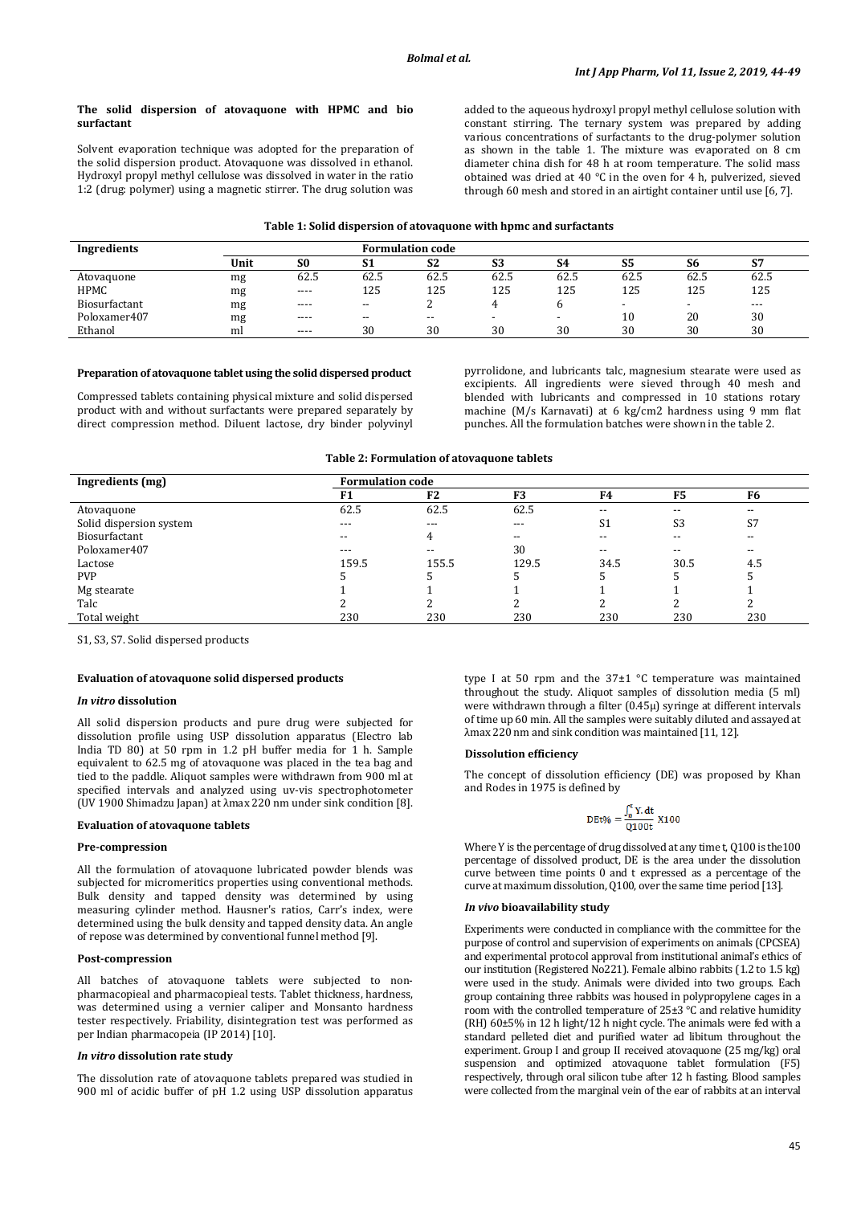### The solid dispersion of atovaquone with HPMC and bio surfactant

Solvent evaporation technique was adopted for the preparation of the solid dispersion product. Atovaquone was dissolved in ethanol. Hydroxyl propyl methyl cellulose was dissolved in water in the ratio 1:2 (drug: polymer) using a magnetic stirrer. The drug solution was added to the aqueous hydroxyl propyl methyl cellulose solution with constant stirring. The ternary system was prepared by adding various concentrations of surfactants to the drug-polymer solution as shown in the table 1. The mixture was evaporated on 8 cm diameter china dish for 48 h at room temperature. The solid mass obtained was dried at 40 °C in the oven for 4 h, pulverized, sieved through 60 mesh and stored in an airtight container until use [6, 7].

**Table 1: Solid dispersion of atovaquone with hpmc and surfactants**

| Ingredients | Formulation code | | | | | | | | |
|---|---|---|---|---|---|---|---|---|---|
| | Unit | S0 | S1 | S2 | S3 | S4 | S5 | S6 | S7 |
| Atovaquone | mg | 62.5 | 62.5 | 62.5 | 62.5 | 62.5 | 62.5 | 62.5 | 62.5 |
| HPMC | mg | ---- | 125 | 125 | 125 | 125 | 125 | 125 | 125 |
| Biosurfactant | mg | ---- | -- | 2 | 4 | 6 | - | - | --- |
| Poloxamer407 | mg | ---- | -- | -- | - | - | 10 | 20 | 30 |
| Ethanol | ml | ---- | 30 | 30 | 30 | 30 | 30 | 30 | 30 |

### Preparation of atovaquone tablet using the solid dispersed product

Compressed tablets containing physical mixture and solid dispersed product with and without surfactants were prepared separately by direct compression method. Diluent lactose, dry binder polyvinyl pyrrolidone, and lubricants talc, magnesium stearate were used as excipients. All ingredients were sieved through 40 mesh and blended with lubricants and compressed in 10 stations rotary machine (M/s Karnavati) at 6 kg/cm2 hardness using 9 mm flat punches. All the formulation batches were shown in the table 2.

**Table 2: Formulation of atovaquone tablets**

| Ingredients (mg) | Formulation code | | | | | |
|---|---|---|---|---|---|---|
| | F1 | F2 | F3 | F4 | F5 | F6 |
| Atovaquone | 62.5 | 62.5 | 62.5 | -- | -- | -- |
| Solid dispersion system | --- | --- | --- | S1 | S3 | S7 |
| Biosurfactant | -- | 4 | -- | -- | -- | -- |
| Poloxamer407 | --- | -- | 30 | -- | -- | -- |
| Lactose | 159.5 | 155.5 | 129.5 | 34.5 | 30.5 | 4.5 |
| PVP | 5 | 5 | 5 | 5 | 5 | 5 |
| Mg stearate | 1 | 1 | 1 | 1 | 1 | 1 |
| Talc | 2 | 2 | 2 | 2 | 2 | 2 |
| Total weight | 230 | 230 | 230 | 230 | 230 | 230 |

S1, S3, S7. Solid dispersed products

### Evaluation of atovaquone solid dispersed products

#### *In vitro* dissolution

All solid dispersion products and pure drug were subjected for dissolution profile using USP dissolution apparatus (Electro lab India TD 80) at 50 rpm in 1.2 pH buffer media for 1 h. Sample equivalent to 62.5 mg of atovaquone was placed in the tea bag and tied to the paddle. Aliquot samples were withdrawn from 900 ml at specified intervals and analyzed using uv-vis spectrophotometer (UV 1900 Shimadzu Japan) at λmax 220 nm under sink condition [8].

### Evaluation of atovaquone tablets

#### Pre-compression

All the formulation of atovaquone lubricated powder blends was subjected for micromeritics properties using conventional methods. Bulk density and tapped density was determined by using measuring cylinder method. Hausner's ratios, Carr's index, were determined using the bulk density and tapped density data. An angle of repose was determined by conventional funnel method [9].

#### Post-compression

All batches of atovaquone tablets were subjected to non-pharmacopieal and pharmacopieal tests. Tablet thickness, hardness, was determined using a vernier caliper and Monsanto hardness tester respectively. Friability, disintegration test was performed as per Indian pharmacopeia (IP 2014) [10].

#### *In vitro* dissolution rate study

The dissolution rate of atovaquone tablets prepared was studied in 900 ml of acidic buffer of pH 1.2 using USP dissolution apparatus type I at 50 rpm and the 37±1 °C temperature was maintained throughout the study. Aliquot samples of dissolution media (5 ml) were withdrawn through a filter (0.45μ) syringe at different intervals of time up 60 min. All the samples were suitably diluted and assayed at λmax 220 nm and sink condition was maintained [11, 12].

#### Dissolution efficiency

The concept of dissolution efficiency (DE) was proposed by Khan and Rodes in 1975 is defined by

$$DEt\% = \frac{\int_0^t Y.dt}{Q100t} X100$$

Where Y is the percentage of drug dissolved at any time t, Q100 is the100 percentage of dissolved product, DE is the area under the dissolution curve between time points 0 and t expressed as a percentage of the curve at maximum dissolution, Q100, over the same time period [13].

#### *In vivo* bioavailability study

Experiments were conducted in compliance with the committee for the purpose of control and supervision of experiments on animals (CPCSEA) and experimental protocol approval from institutional animal's ethics of our institution (Registered No221). Female albino rabbits (1.2 to 1.5 kg) were used in the study. Animals were divided into two groups. Each group containing three rabbits was housed in polypropylene cages in a room with the controlled temperature of 25±3 °C and relative humidity (RH) 60±5% in 12 h light/12 h night cycle. The animals were fed with a standard pelleted diet and purified water ad libitum throughout the experiment. Group I and group II received atovaquone (25 mg/kg) oral suspension and optimized atovaquone tablet formulation (F5) respectively, through oral silicon tube after 12 h fasting. Blood samples were collected from the marginal vein of the ear of rabbits at an interval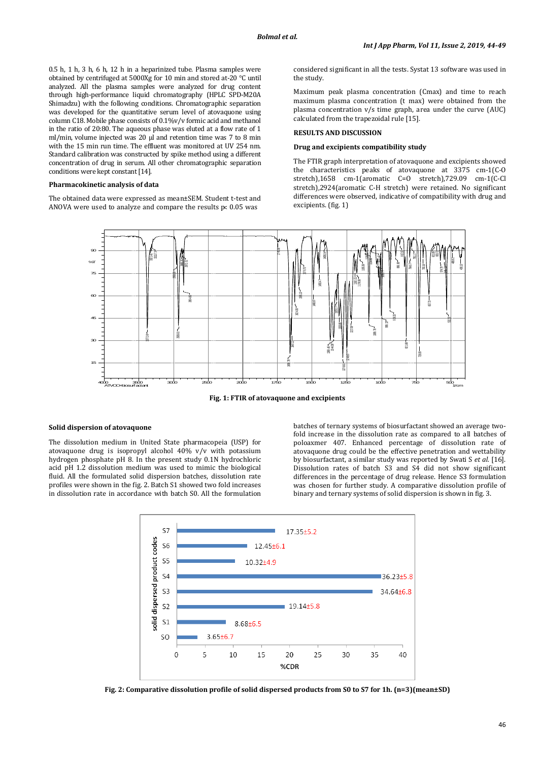0.5 h, 1 h, 3 h, 6 h, 12 h in a heparinized tube. Plasma samples were obtained by centrifuged at 5000Xg for 10 min and stored at-20 °C until analyzed. All the plasma samples were analyzed for drug content through high-performance liquid chromatography (HPLC SPD-M20A Shimadzu) with the following conditions. Chromatographic separation was developed for the quantitative serum level of atovaquone using column C18. Mobile phase consists of 0.1%v/v formic acid and methanol in the ratio of 20:80. The aqueous phase was eluted at a flow rate of 1 ml/min, volume injected was 20 µl and retention time was 7 to 8 min with the 15 min run time. The effluent was monitored at UV 254 nm. Standard calibration was constructed by spike method using a different concentration of drug in serum. All other chromatographic separation conditions were kept constant [14].

**Pharmacokinetic analysis of data**

The obtained data were expressed as mean±SEM. Student t-test and ANOVA were used to analyze and compare the results p< 0.05 was considered significant in all the tests. Systat 13 software was used in the study.

Maximum peak plasma concentration (Cmax) and time to reach maximum plasma concentration (t max) were obtained from the plasma concentration v/s time graph, area under the curve (AUC) calculated from the trapezoidal rule [15].

**RESULTS AND DISCUSSION**

**Drug and excipients compatibility study**

The FTIR graph interpretation of atovaquone and excipients showed the characteristics peaks of atovaquone at 3375 cm-1(C-O stretch),1658 cm-1(aromatic C=O stretch),729.09 cm-1(C-Cl stretch),2924(aromatic C-H stretch) were retained. No significant differences were observed, indicative of compatibility with drug and excipients. (fig. 1)

%T
1/cm
ATVQO+biosurfactant

**Fig. 1: FTIR of atovaquone and excipients**

**Solid dispersion of atovaquone**

The dissolution medium in United State pharmacopeia (USP) for atovaquone drug is isopropyl alcohol 40% v/v with potassium hydrogen phosphate pH 8. In the present study 0.1N hydrochloric acid pH 1.2 dissolution medium was used to mimic the biological fluid. All the formulated solid dispersion batches, dissolution rate profiles were shown in the fig. 2. Batch S1 showed two fold increases in dissolution rate in accordance with batch S0. All the formulation batches of ternary systems of biosurfactant showed an average two-fold increase in the dissolution rate as compared to all batches of poloaxmer 407. Enhanced percentage of dissolution rate of atovaquone drug could be the effective penetration and wettability by biosurfactant, a similar study was reported by Swati S *et al.* [16]. Dissolution rates of batch S3 and S4 did not show significant differences in the percentage of drug release. Hence S3 formulation was chosen for further study. A comparative dissolution profile of binary and ternary systems of solid dispersion is shown in fig. 3.

solid dispersed product codes
S7 17.35±5.2
S6 12.45±6.1
S5 10.32±4.9
S4 36.23±5.8
S3 34.64±6.8
S2 19.14±5.8
S1 8.68±6.5
SO 3.65±6.7
0 5 10 15 20 25 30 35 40
%CDR

**Fig. 2: Comparative dissolution profile of solid dispersed products from S0 to S7 for 1h. (n=3)(mean±SD)**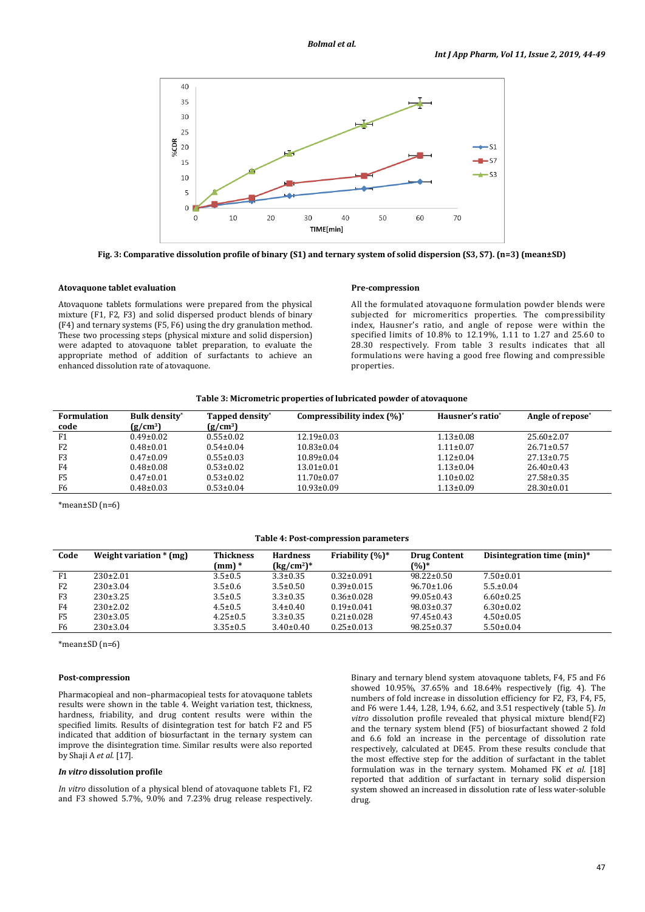40
35
30
25
20
15
10
5
0
%CDR
0 10 20 30 40 50 60 70
TIME[min]
S1
S7
S3

**Fig. 3: Comparative dissolution profile of binary (S1) and ternary system of solid dispersion (S3, S7). (n=3) (mean±SD)**

### Atovaquone tablet evaluation

Atovaquone tablets formulations were prepared from the physical mixture (F1, F2, F3) and solid dispersed product blends of binary (F4) and ternary systems (F5, F6) using the dry granulation method. These two processing steps (physical mixture and solid dispersion) were adapted to atovaquone tablet preparation, to evaluate the appropriate method of addition of surfactants to achieve an enhanced dissolution rate of atovaquone.

### Pre-compression

All the formulated atovaquone formulation powder blends were subjected for micromeritics properties. The compressibility index, Hausner's ratio, and angle of repose were within the specified limits of 10.8% to 12.19%, 1.11 to 1.27 and 25.60 to 28.30 respectively. From table 3 results indicates that all formulations were having a good free flowing and compressible properties.

**Table 3: Micrometric properties of lubricated powder of atovaquone**

| Formulation code | Bulk density* ($g/cm^3$) | Tapped density* ($g/cm^3$) | Compressibility index (%)* | Hausner's ratio* | Angle of repose* |
|---|---|---|---|---|---|
| F1 | 0.49±0.02 | 0.55±0.02 | 12.19±0.03 | 1.13±0.08 | 25.60±2.07 |
| F2 | 0.48±0.01 | 0.54±0.04 | 10.83±0.04 | 1.11±0.07 | 26.71±0.57 |
| F3 | 0.47±0.09 | 0.55±0.03 | 10.89±0.04 | 1.12±0.04 | 27.13±0.75 |
| F4 | 0.48±0.08 | 0.53±0.02 | 13.01±0.01 | 1.13±0.04 | 26.40±0.43 |
| F5 | 0.47±0.01 | 0.53±0.02 | 11.70±0.07 | 1.10±0.02 | 27.58±0.35 |
| F6 | 0.48±0.03 | 0.53±0.04 | 10.93±0.09 | 1.13±0.09 | 28.30±0.01 |

*mean±SD (n=6)

**Table 4: Post-compression parameters**

| Code | Weight variation * (mg) | Thickness (mm) * | Hardness ($kg/cm^2$)* | Friability (%)* | Drug Content (%)* | Disintegration time (min)* |
|---|---|---|---|---|---|---|
| F1 | 230±2.01 | 3.5±0.5 | 3.3±0.35 | 0.32±0.091 | 98.22±0.50 | 7.50±0.01 |
| F2 | 230±3.04 | 3.5±0.6 | 3.5±0.50 | 0.39±0.015 | 96.70±1.06 | 5.5.±0.04 |
| F3 | 230±3.25 | 3.5±0.5 | 3.3±0.35 | 0.36±0.028 | 99.05±0.43 | 6.60±0.25 |
| F4 | 230±2.02 | 4.5±0.5 | 3.4±0.40 | 0.19±0.041 | 98.03±0.37 | 6.30±0.02 |
| F5 | 230±3.05 | 4.25±0.5 | 3.3±0.35 | 0.21±0.028 | 97.45±0.43 | 4.50±0.05 |
| F6 | 230±3.04 | 3.35±0.5 | 3.40±0.40 | 0.25±0.013 | 98.25±0.37 | 5.50±0.04 |

*mean±SD (n=6)

### Post-compression

Pharmacopieal and non–pharmacopieal tests for atovaquone tablets results were shown in the table 4. Weight variation test, thickness, hardness, friability, and drug content results were within the specified limits. Results of disintegration test for batch F2 and F5 indicated that addition of biosurfactant in the ternary system can improve the disintegration time. Similar results were also reported by Shaji A *et al.* [17].

### *In vitro* dissolution profile

*In vitro* dissolution of a physical blend of atovaquone tablets F1, F2 and F3 showed 5.7%, 9.0% and 7.23% drug release respectively. Binary and ternary blend system atovaquone tablets, F4, F5 and F6 showed 10.95%, 37.65% and 18.64% respectively (fig. 4). The numbers of fold increase in dissolution efficiency for F2, F3, F4, F5, and F6 were 1.44, 1.28, 1.94, 6.62, and 3.51 respectively (table 5). *In vitro* dissolution profile revealed that physical mixture blend(F2) and the ternary system blend (F5) of biosurfactant showed 2 fold and 6.6 fold an increase in the percentage of dissolution rate respectively, calculated at DE45. From these results conclude that the most effective step for the addition of surfactant in the tablet formulation was in the ternary system. Mohamed FK *et al.* [18] reported that addition of surfactant in ternary solid dispersion system showed an increased in dissolution rate of less water-soluble drug.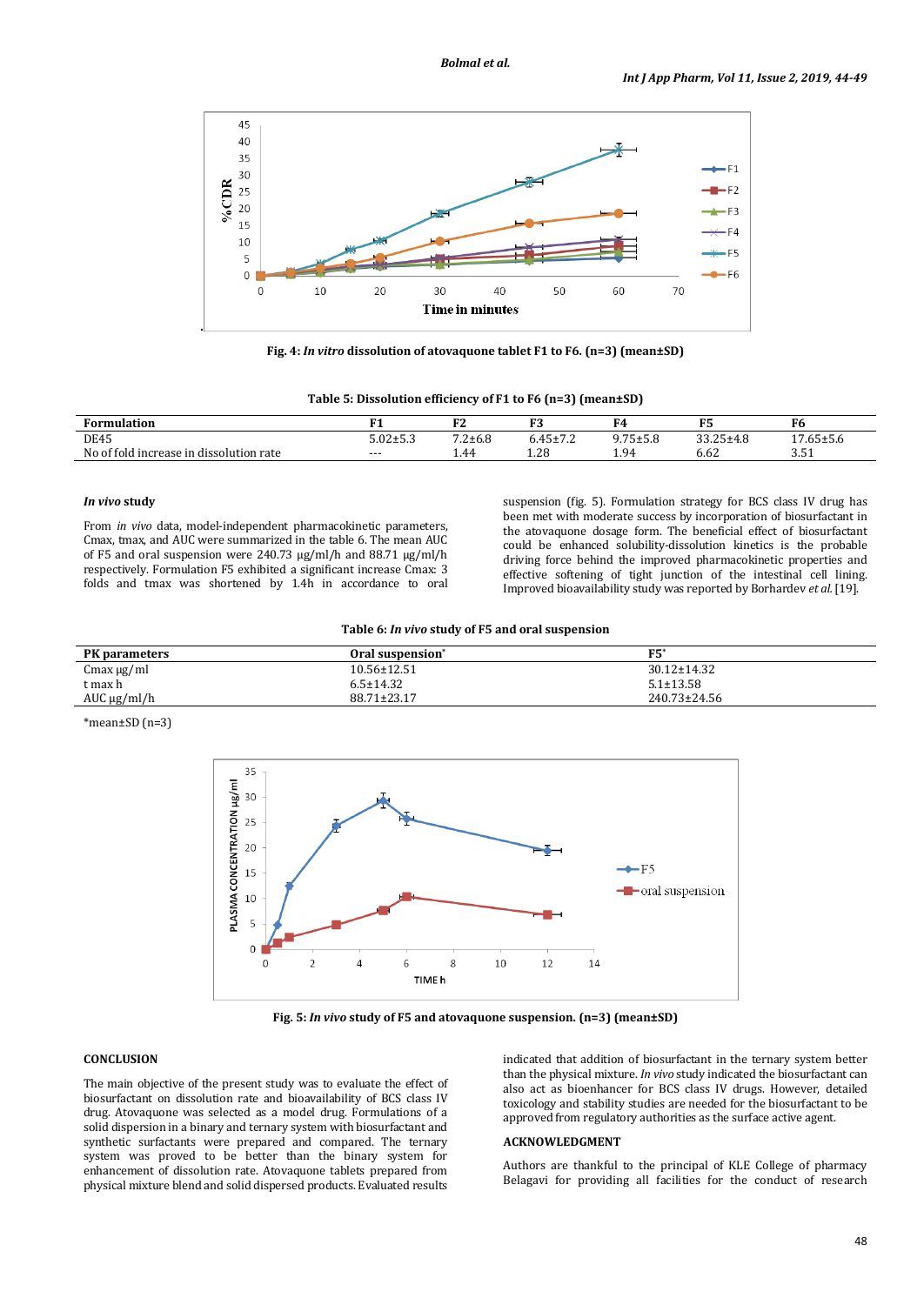45
40
35
30
25
20
15
10
5
0

%CDR

0 10 20 30 40 50 60 70

Time in minutes

F1
F2
F3
F4
F5
F6

**Fig. 4:** ***In vitro*** **dissolution of atovaquone tablet F1 to F6. (n=3) (mean±SD)**

**Table 5: Dissolution efficiency of F1 to F6 (n=3) (mean±SD)**

| Formulation | F1 | F2 | F3 | F4 | F5 | F6 |
|---|---|---|---|---|---|---|
| DE45 | 5.02±5.3 | 7.2±6.8 | 6.45±7.2 | 9.75±5.8 | 33.25±4.8 | 17.65±5.6 |
| No of fold increase in dissolution rate | --- | 1.44 | 1.28 | 1.94 | 6.62 | 3.51 |

### *In vivo* study

From *in vivo* data, model-independent pharmacokinetic parameters, Cmax, tmax, and AUC were summarized in the table 6. The mean AUC of F5 and oral suspension were 240.73 μg/ml/h and 88.71 μg/ml/h respectively. Formulation F5 exhibited a significant increase Cmax: 3 folds and tmax was shortened by 1.4h in accordance to oral suspension (fig. 5). Formulation strategy for BCS class IV drug has been met with moderate success by incorporation of biosurfactant in the atovaquone dosage form. The beneficial effect of biosurfactant could be enhanced solubility-dissolution kinetics is the probable driving force behind the improved pharmacokinetic properties and effective softening of tight junction of the intestinal cell lining. Improved bioavailability study was reported by Borhardev *et al.* [19].

**Table 6:** ***In vivo*** **study of F5 and oral suspension**

| PK parameters | Oral suspension* | F5* |
|---|---|---|
| Cmax μg/ml | 10.56±12.51 | 30.12±14.32 |
| t max h | 6.5±14.32 | 5.1±13.58 |
| AUC μg/ml/h | 88.71±23.17 | 240.73±24.56 |

*mean±SD (n=3)

35
30
25
20
15
10
5
0

PLASMA CONCENTRATION μg/ml

0 2 4 6 8 10 12 14

TIME h

F5
oral suspension

**Fig. 5:** ***In vivo*** **study of F5 and atovaquone suspension. (n=3) (mean±SD)**

## CONCLUSION

The main objective of the present study was to evaluate the effect of biosurfactant on dissolution rate and bioavailability of BCS class IV drug. Atovaquone was selected as a model drug. Formulations of a solid dispersion in a binary and ternary system with biosurfactant and synthetic surfactants were prepared and compared. The ternary system was proved to be better than the binary system for enhancement of dissolution rate. Atovaquone tablets prepared from physical mixture blend and solid dispersed products. Evaluated results indicated that addition of biosurfactant in the ternary system better than the physical mixture. *In vivo* study indicated the biosurfactant can also act as bioenhancer for BCS class IV drugs. However, detailed toxicology and stability studies are needed for the biosurfactant to be approved from regulatory authorities as the surface active agent.

## ACKNOWLEDGMENT

Authors are thankful to the principal of KLE College of pharmacy Belagavi for providing all facilities for the conduct of research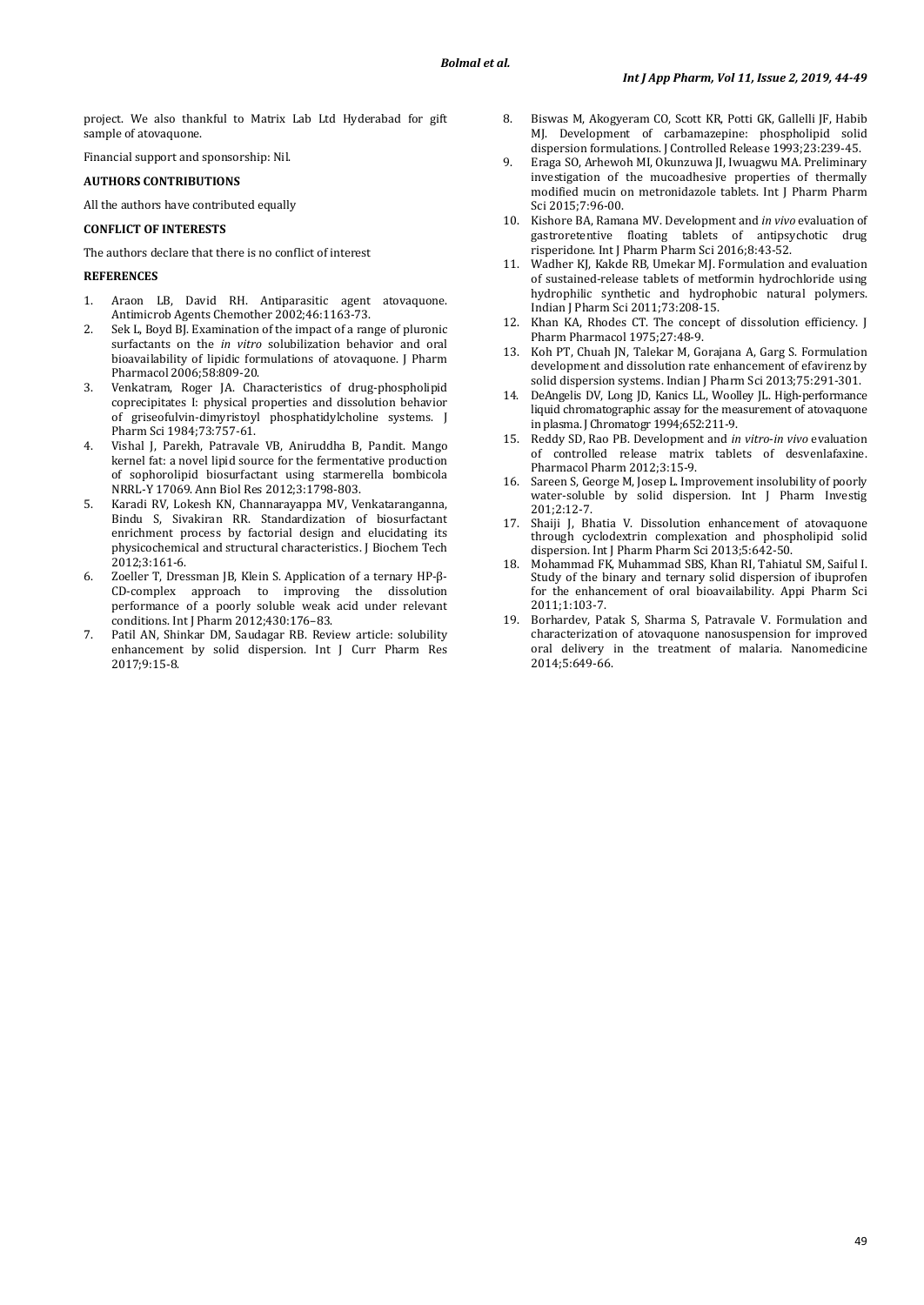project. We also thankful to Matrix Lab Ltd Hyderabad for gift sample of atovaquone.

Financial support and sponsorship: Nil.

## AUTHORS CONTRIBUTIONS

All the authors have contributed equally

## CONFLICT OF INTERESTS

The authors declare that there is no conflict of interest

## REFERENCES

1. Araon LB, David RH. Antiparasitic agent atovaquone. Antimicrob Agents Chemother 2002;46:1163-73.
2. Sek L, Boyd BJ. Examination of the impact of a range of pluronic surfactants on the *in vitro* solubilization behavior and oral bioavailability of lipidic formulations of atovaquone. J Pharm Pharmacol 2006;58:809-20.
3. Venkatram, Roger JA. Characteristics of drug-phospholipid coprecipitates I: physical properties and dissolution behavior of griseofulvin-dimyristoyl phosphatidylcholine systems. J Pharm Sci 1984;73:757-61.
4. Vishal J, Parekh, Patravale VB, Aniruddha B, Pandit. Mango kernel fat: a novel lipid source for the fermentative production of sophorolipid biosurfactant using starmerella bombicola NRRL-Y 17069. Ann Biol Res 2012;3:1798-803.
5. Karadi RV, Lokesh KN, Channarayappa MV, Venkataranganna, Bindu S, Sivakiran RR. Standardization of biosurfactant enrichment process by factorial design and elucidating its physicochemical and structural characteristics. J Biochem Tech 2012;3:161-6.
6. Zoeller T, Dressman JB, Klein S. Application of a ternary HP-β-CD-complex approach to improving the dissolution performance of a poorly soluble weak acid under relevant conditions. Int J Pharm 2012;430:176–83.
7. Patil AN, Shinkar DM, Saudagar RB. Review article: solubility enhancement by solid dispersion. Int J Curr Pharm Res 2017;9:15-8.
8. Biswas M, Akogyeram CO, Scott KR, Potti GK, Gallelli JF, Habib MJ. Development of carbamazepine: phospholipid solid dispersion formulations. J Controlled Release 1993;23:239-45.
9. Eraga SO, Arhewoh MI, Okunzuwa JI, Iwuagwu MA. Preliminary investigation of the mucoadhesive properties of thermally modified mucin on metronidazole tablets. Int J Pharm Pharm Sci 2015;7:96-00.
10. Kishore BA, Ramana MV. Development and *in vivo* evaluation of gastroretentive floating tablets of antipsychotic drug risperidone. Int J Pharm Pharm Sci 2016;8:43-52.
11. Wadher KJ, Kakde RB, Umekar MJ. Formulation and evaluation of sustained-release tablets of metformin hydrochloride using hydrophilic synthetic and hydrophobic natural polymers. Indian J Pharm Sci 2011;73:208-15.
12. Khan KA, Rhodes CT. The concept of dissolution efficiency. J Pharm Pharmacol 1975;27:48-9.
13. Koh PT, Chuah JN, Talekar M, Gorajana A, Garg S. Formulation development and dissolution rate enhancement of efavirenz by solid dispersion systems. Indian J Pharm Sci 2013;75:291-301.
14. DeAngelis DV, Long JD, Kanics LL, Woolley JL. High-performance liquid chromatographic assay for the measurement of atovaquone in plasma. J Chromatogr 1994;652:211-9.
15. Reddy SD, Rao PB. Development and *in vitro-in vivo* evaluation of controlled release matrix tablets of desvenlafaxine. Pharmacol Pharm 2012;3:15-9.
16. Sareen S, George M, Josep L. Improvement insolubility of poorly water-soluble by solid dispersion. Int J Pharm Investig 201;2:12-7.
17. Shaiji J, Bhatia V. Dissolution enhancement of atovaquone through cyclodextrin complexation and phospholipid solid dispersion. Int J Pharm Pharm Sci 2013;5:642-50.
18. Mohammad FK, Muhammad SBS, Khan RI, Tahiatul SM, Saiful I. Study of the binary and ternary solid dispersion of ibuprofen for the enhancement of oral bioavailability. Appi Pharm Sci 2011;1:103-7.
19. Borhardev, Patak S, Sharma S, Patravale V. Formulation and characterization of atovaquone nanosuspension for improved oral delivery in the treatment of malaria. Nanomedicine 2014;5:649-66.